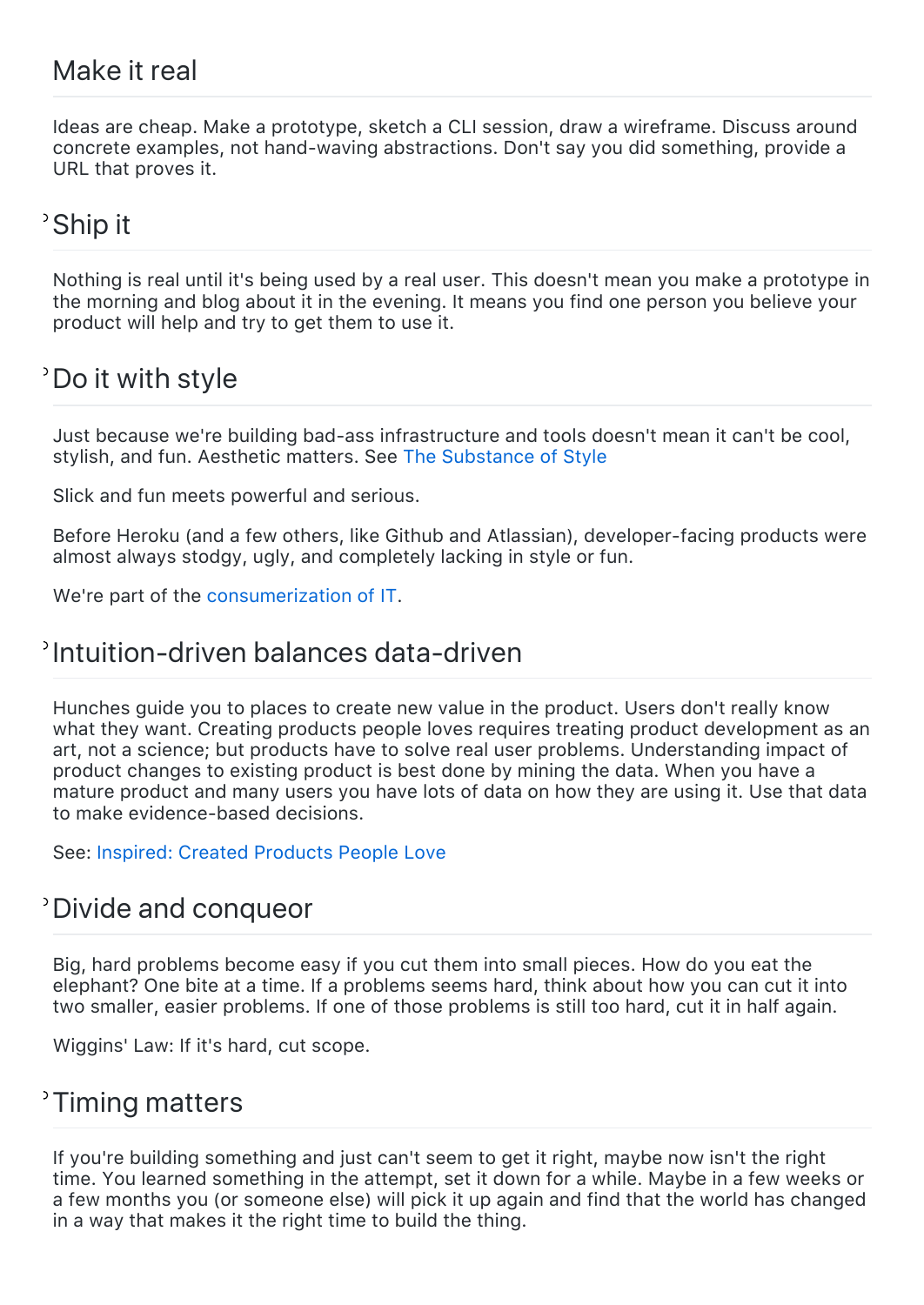## Make it real

Ideas are cheap. Make a prototype, sketch a CLI session, draw a wireframe. Discuss around concrete examples, not hand-waving abstractions. Don't say you did something, provide a URL that proves it.

## Ship it

Nothing is real until it's being used by a real user. This doesn't mean you make a prototype in the morning and blog about it in the evening. It means you find one person you believe your product will help and try to get them to use it.

## Do it with style

Just because we're building bad-ass infrastructure and tools doesn't mean it can't be cool, stylish, and fun. Aesthetic matters. See The Substance of Style

Slick and fun meets powerful and serious.

Before Heroku (and a few others, like Github and Atlassian), developer-facing products were almost always stodgy, ugly, and completely lacking in style or fun.

We're part of the consumerization of IT.

## Intuition-driven balances data-driven

Hunches guide you to places to create new value in the product. Users don't really know what they want. Creating products people loves requires treating product development as an art, not a science; but products have to solve real user problems. Understanding impact of product changes to existing product is best done by mining the data. When you have a mature product and many users you have lots of data on how they are using it. Use that data to make evidence-based decisions.

See: Inspired: Created Products People Love

## Divide and conqueor

Big, hard problems become easy if you cut them into small pieces. How do you eat the elephant? One bite at a time. If a problems seems hard, think about how you can cut it into two smaller, easier problems. If one of those problems is still too hard, cut it in half again.

Wiggins' Law: If it's hard, cut scope.

## Timing matters

If you're building something and just can't seem to get it right, maybe now isn't the right time. You learned something in the attempt, set it down for a while. Maybe in a few weeks or a few months you (or someone else) will pick it up again and find that the world has changed in a way that makes it the right time to build the thing.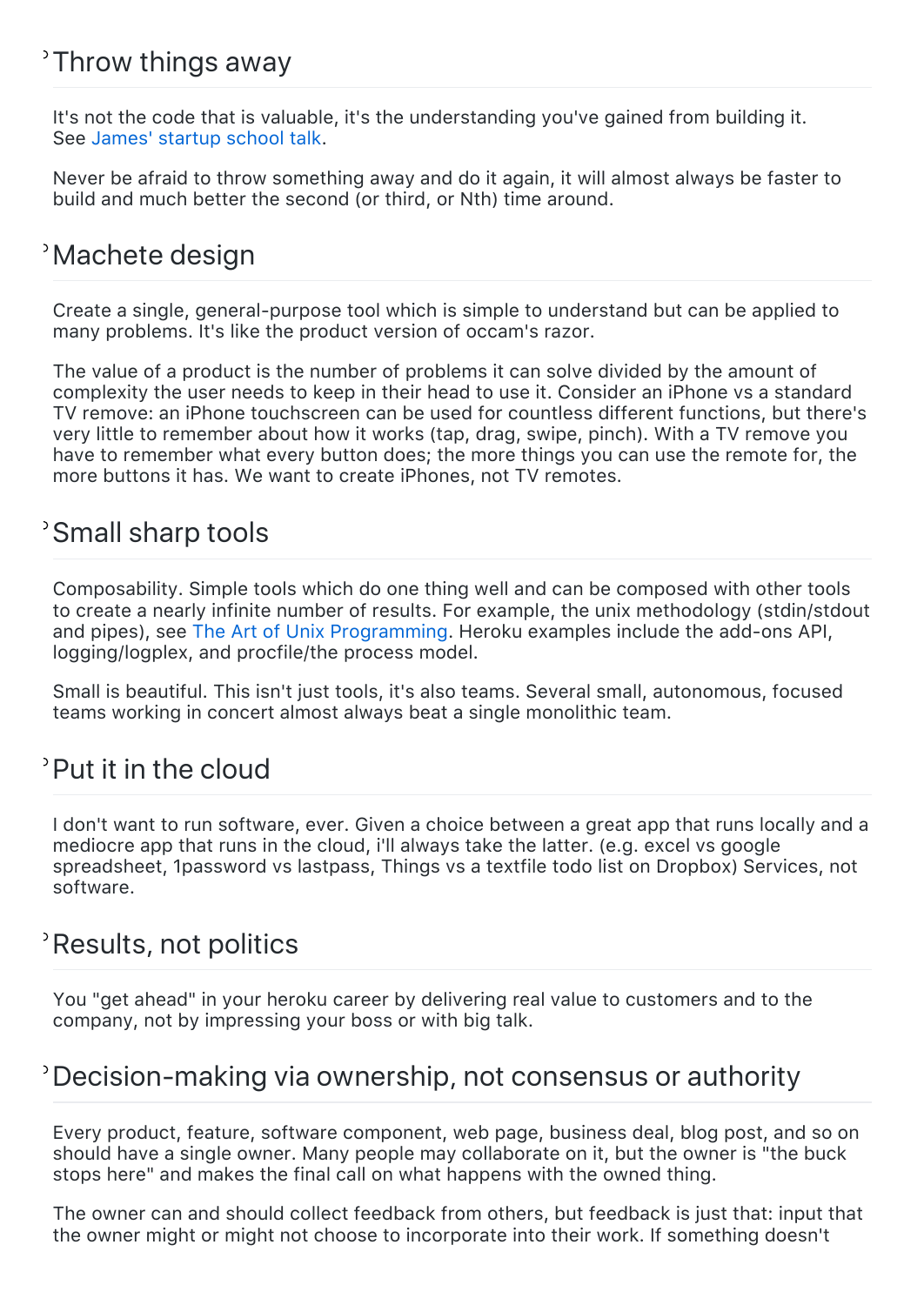## Throw things away

It's not the code that is valuable, it's the understanding you've gained from building it. See James' startup school talk.

Never be afraid to throw something away and do it again, it will almost always be faster to build and much better the second (or third, or Nth) time around.

## Machete design

Create a single, general-purpose tool which is simple to understand but can be applied to many problems. It's like the product version of occam's razor.

The value of a product is the number of problems it can solve divided by the amount of complexity the user needs to keep in their head to use it. Consider an iPhone vs a standard TV remove: an iPhone touchscreen can be used for countless different functions, but there's very little to remember about how it works (tap, drag, swipe, pinch). With a TV remove you have to remember what every button does; the more things you can use the remote for, the more buttons it has. We want to create iPhones, not TV remotes.

## Small sharp tools

Composability. Simple tools which do one thing well and can be composed with other tools to create a nearly infinite number of results. For example, the unix methodology (stdin/stdout and pipes), see The Art of Unix Programming. Heroku examples include the add-ons API, logging/logplex, and procfile/the process model.

Small is beautiful. This isn't just tools, it's also teams. Several small, autonomous, focused teams working in concert almost always beat a single monolithic team.

## Put it in the cloud

I don't want to run software, ever. Given a choice between a great app that runs locally and a mediocre app that runs in the cloud, i'll always take the latter. (e.g. excel vs google spreadsheet, 1password vs lastpass, Things vs a textfile todo list on Dropbox) Services, not software.

## Results, not politics

You "get ahead" in your heroku career by delivering real value to customers and to the company, not by impressing your boss or with big talk.

## Decision-making via ownership, not consensus or authority

Every product, feature, software component, web page, business deal, blog post, and so on should have a single owner. Many people may collaborate on it, but the owner is "the buck stops here" and makes the final call on what happens with the owned thing.

The owner can and should collect feedback from others, but feedback is just that: input that the owner might or might not choose to incorporate into their work. If something doesn't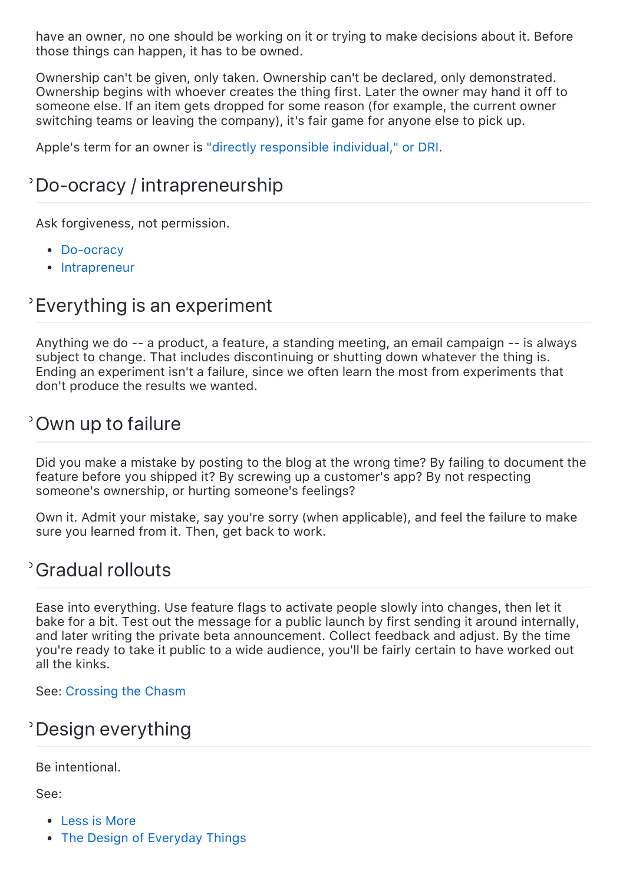have an owner, no one should be working on it or trying to make decisions about it. Before those things can happen, it has to be owned.

Ownership can't be given, only taken. Ownership can't be declared, only demonstrated. Ownership begins with whoever creates the thing first. Later the owner may hand it off to someone else. If an item gets dropped for some reason (for example, the current owner switching teams or leaving the company), it's fair game for anyone else to pick up.

Apple's term for an owner is "directly responsible individual," or DRI.

## Do-ocracy / intrapreneurship

Ask forgiveness, not permission.

- Do-ocracy
- Intrapreneur

## Everything is an experiment

Anything we do -- a product, a feature, a standing meeting, an email campaign -- is always subject to change. That includes discontinuing or shutting down whatever the thing is. Ending an experiment isn't a failure, since we often learn the most from experiments that don't produce the results we wanted.

## Own up to failure

Did you make a mistake by posting to the blog at the wrong time? By failing to document the feature before you shipped it? By screwing up a customer's app? By not respecting someone's ownership, or hurting someone's feelings?

Own it. Admit your mistake, say you're sorry (when applicable), and feel the failure to make sure you learned from it. Then, get back to work.

## Gradual rollouts

Ease into everything. Use feature flags to activate people slowly into changes, then let it bake for a bit. Test out the message for a public launch by first sending it around internally, and later writing the private beta announcement. Collect feedback and adjust. By the time you're ready to take it public to a wide audience, you'll be fairly certain to have worked out all the kinks.

See: Crossing the Chasm

## Design everything

Be intentional.

See:

- Less is More
- The Design of Everyday Things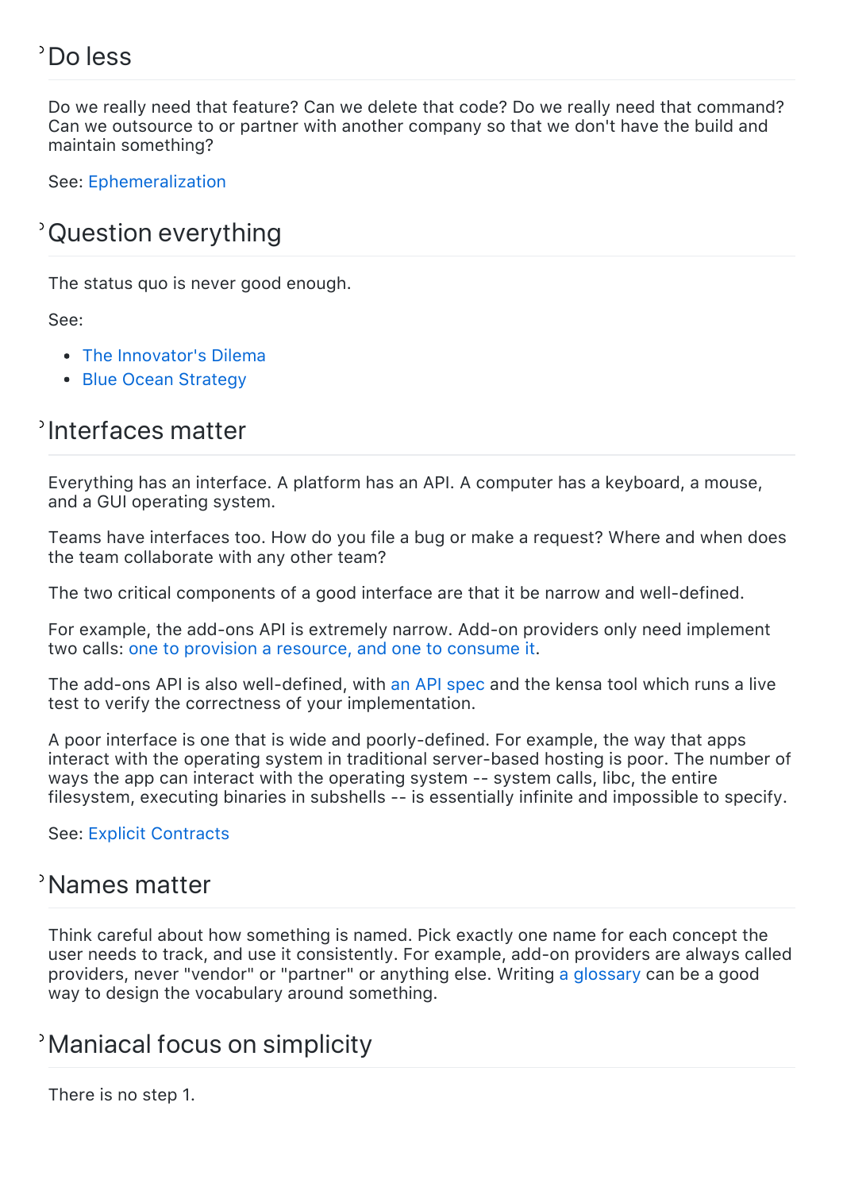## Do less

Do we really need that feature? Can we delete that code? Do we really need that command? Can we outsource to or partner with another company so that we don't have the build and maintain something?

See: Ephemeralization

## Question everything

The status quo is never good enough.

See:

- The Innovator's Dilema
- Blue Ocean Strategy

## Interfaces matter

Everything has an interface. A platform has an API. A computer has a keyboard, a mouse, and a GUI operating system.

Teams have interfaces too. How do you file a bug or make a request? Where and when does the team collaborate with any other team?

The two critical components of a good interface are that it be narrow and well-defined.

For example, the add-ons API is extremely narrow. Add-on providers only need implement two calls: one to provision a resource, and one to consume it.

The add-ons API is also well-defined, with an API spec and the kensa tool which runs a live test to verify the correctness of your implementation.

A poor interface is one that is wide and poorly-defined. For example, the way that apps interact with the operating system in traditional server-based hosting is poor. The number of ways the app can interact with the operating system -- system calls, libc, the entire filesystem, executing binaries in subshells -- is essentially infinite and impossible to specify.

See: Explicit Contracts

## Names matter

Think careful about how something is named. Pick exactly one name for each concept the user needs to track, and use it consistently. For example, add-on providers are always called providers, never "vendor" or "partner" or anything else. Writing a glossary can be a good way to design the vocabulary around something.

## Maniacal focus on simplicity

There is no step 1.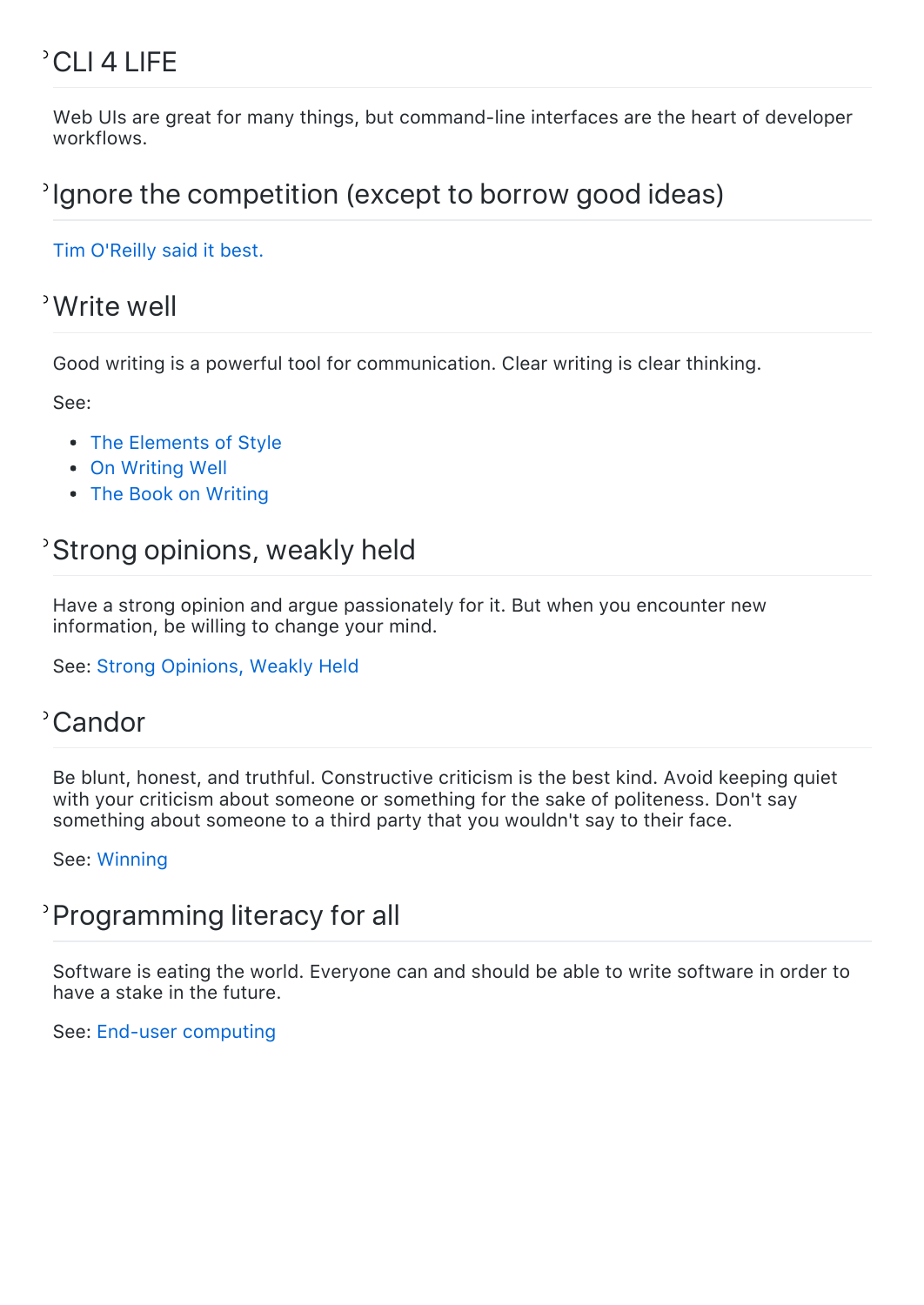## CLI 4 LIFE

Web UIs are great for many things, but command-line interfaces are the heart of developer workflows.

## Ignore the competition (except to borrow good ideas)

Tim O'Reilly said it best.

## Write well

Good writing is a powerful tool for communication. Clear writing is clear thinking.

See:

- The Elements of Style
- On Writing Well
- The Book on Writing

## Strong opinions, weakly held

Have a strong opinion and argue passionately for it. But when you encounter new information, be willing to change your mind.

See: Strong Opinions, Weakly Held

## Candor

Be blunt, honest, and truthful. Constructive criticism is the best kind. Avoid keeping quiet with your criticism about someone or something for the sake of politeness. Don't say something about someone to a third party that you wouldn't say to their face.

See: Winning

## Programming literacy for all

Software is eating the world. Everyone can and should be able to write software in order to have a stake in the future.

See: End-user computing